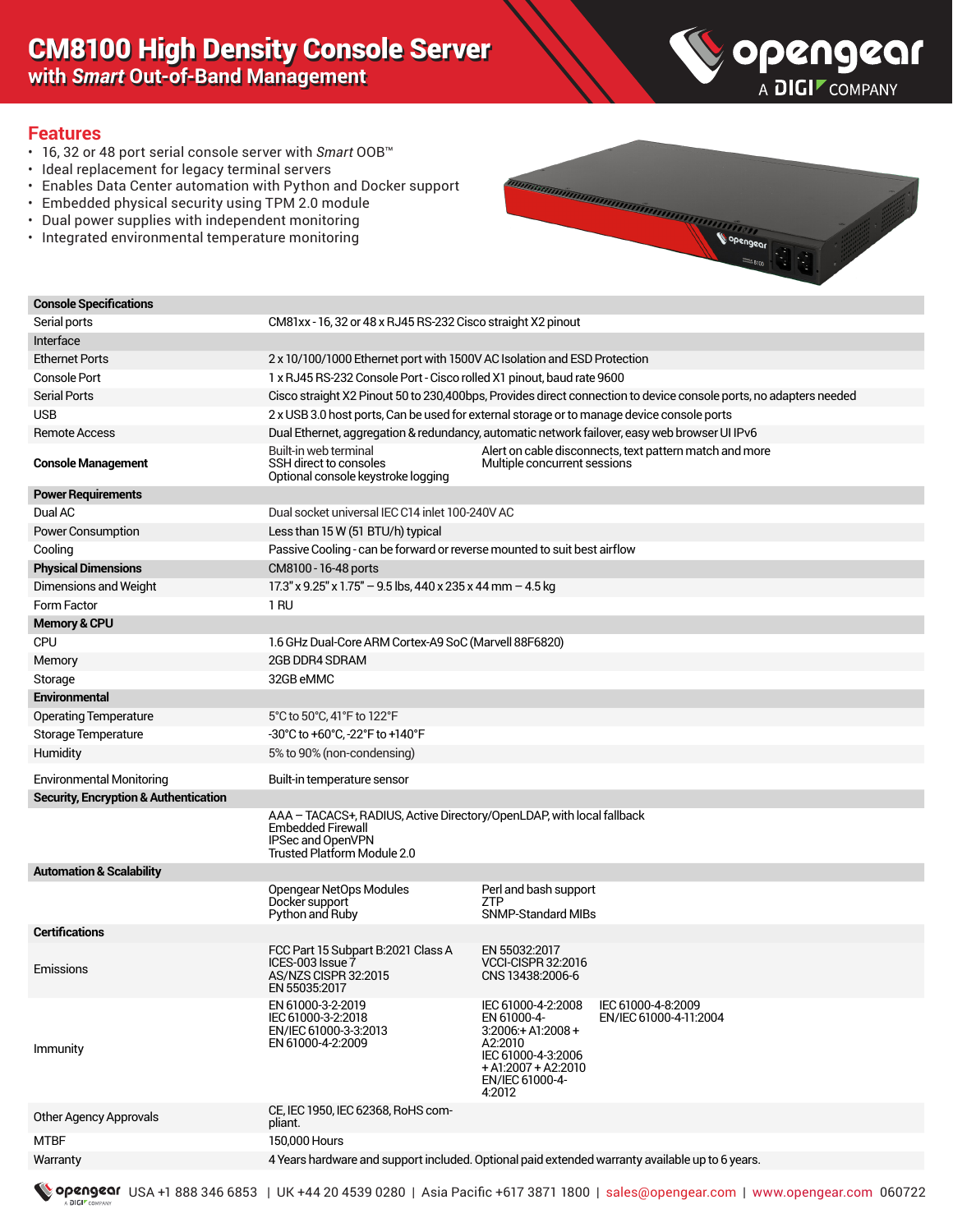# CM8100 High Density Console Server
## with *Smart* Out-of-Band Management

## Features

- 16, 32 or 48 port serial console server with *Smart* OOB™
- Ideal replacement for legacy terminal servers
- Enables Data Center automation with Python and Docker support
- Embedded physical security using TPM 2.0 module
- Dual power supplies with independent monitoring
- Integrated environmental temperature monitoring

| **Console Specifications** | | | |
|---|---|---|---|
| Serial ports | CM81xx - 16, 32 or 48 x RJ45 RS-232 Cisco straight X2 pinout | | |
| Interface | | | |
| Ethernet Ports | 2 x 10/100/1000 Ethernet port with 1500V AC Isolation and ESD Protection | | |
| Console Port | 1 x RJ45 RS-232 Console Port - Cisco rolled X1 pinout, baud rate 9600 | | |
| Serial Ports | Cisco straight X2 Pinout 50 to 230,400bps, Provides direct connection to device console ports, no adapters needed | | |
| USB | 2 x USB 3.0 host ports, Can be used for external storage or to manage device console ports | | |
| Remote Access | Dual Ethernet, aggregation & redundancy, automatic network failover, easy web browser UI IPv6 | | |
| **Console Management** | Built-in web terminal<br>SSH direct to consoles<br>Optional console keystroke logging | Alert on cable disconnects, text pattern match and more<br>Multiple concurrent sessions | |
| **Power Requirements** | | | |
| Dual AC | Dual socket universal IEC C14 inlet 100-240V AC | | |
| Power Consumption | Less than 15 W (51 BTU/h) typical | | |
| Cooling | Passive Cooling - can be forward or reverse mounted to suit best airflow | | |
| **Physical Dimensions** | CM8100 - 16-48 ports | | |
| Dimensions and Weight | 17.3" x 9.25" x 1.75" – 9.5 lbs, 440 x 235 x 44 mm – 4.5 kg | | |
| Form Factor | 1 RU | | |
| **Memory & CPU** | | | |
| CPU | 1.6 GHz Dual-Core ARM Cortex-A9 SoC (Marvell 88F6820) | | |
| Memory | 2GB DDR4 SDRAM | | |
| Storage | 32GB eMMC | | |
| **Environmental** | | | |
| Operating Temperature | 5°C to 50°C, 41°F to 122°F | | |
| Storage Temperature | -30°C to +60°C, -22°F to +140°F | | |
| Humidity | 5% to 90% (non-condensing) | | |
| Environmental Monitoring | Built-in temperature sensor | | |
| **Security, Encryption & Authentication** | | | |
| | AAA – TACACS+, RADIUS, Active Directory/OpenLDAP, with local fallback<br>Embedded Firewall<br>IPSec and OpenVPN<br>Trusted Platform Module 2.0 | | |
| **Automation & Scalability** | | | |
| | Opengear NetOps Modules<br>Docker support<br>Python and Ruby | Perl and bash support<br>ZTP<br>SNMP-Standard MIBs | |
| **Certifications** | | | |
| Emissions | FCC Part 15 Subpart B:2021 Class A<br>ICES-003 Issue 7<br>AS/NZS CISPR 32:2015<br>EN 55035:2017 | EN 55032:2017<br>VCCI-CISPR 32:2016<br>CNS 13438:2006-6 | |
| Immunity | EN 61000-3-2-2019<br>IEC 61000-3-2:2018<br>EN/IEC 61000-3-3:2013<br>EN 61000-4-2:2009 | IEC 61000-4-2:2008<br>EN 61000-4-3:2006:+ A1:2008 + A2:2010<br>IEC 61000-4-3:2006 + A1:2007 + A2:2010<br>EN/IEC 61000-4-4:2012 | IEC 61000-4-8:2009<br>EN/IEC 61000-4-11:2004 |
| Other Agency Approvals | CE, IEC 1950, IEC 62368, RoHS compliant. | | |
| MTBF | 150,000 Hours | | |
| Warranty | 4 Years hardware and support included. Optional paid extended warranty available up to 6 years. | | |

opengear USA +1 888 346 6853 | UK +44 20 4539 0280 | Asia Pacific +617 3871 1800 | sales@opengear.com | www.opengear.com 060722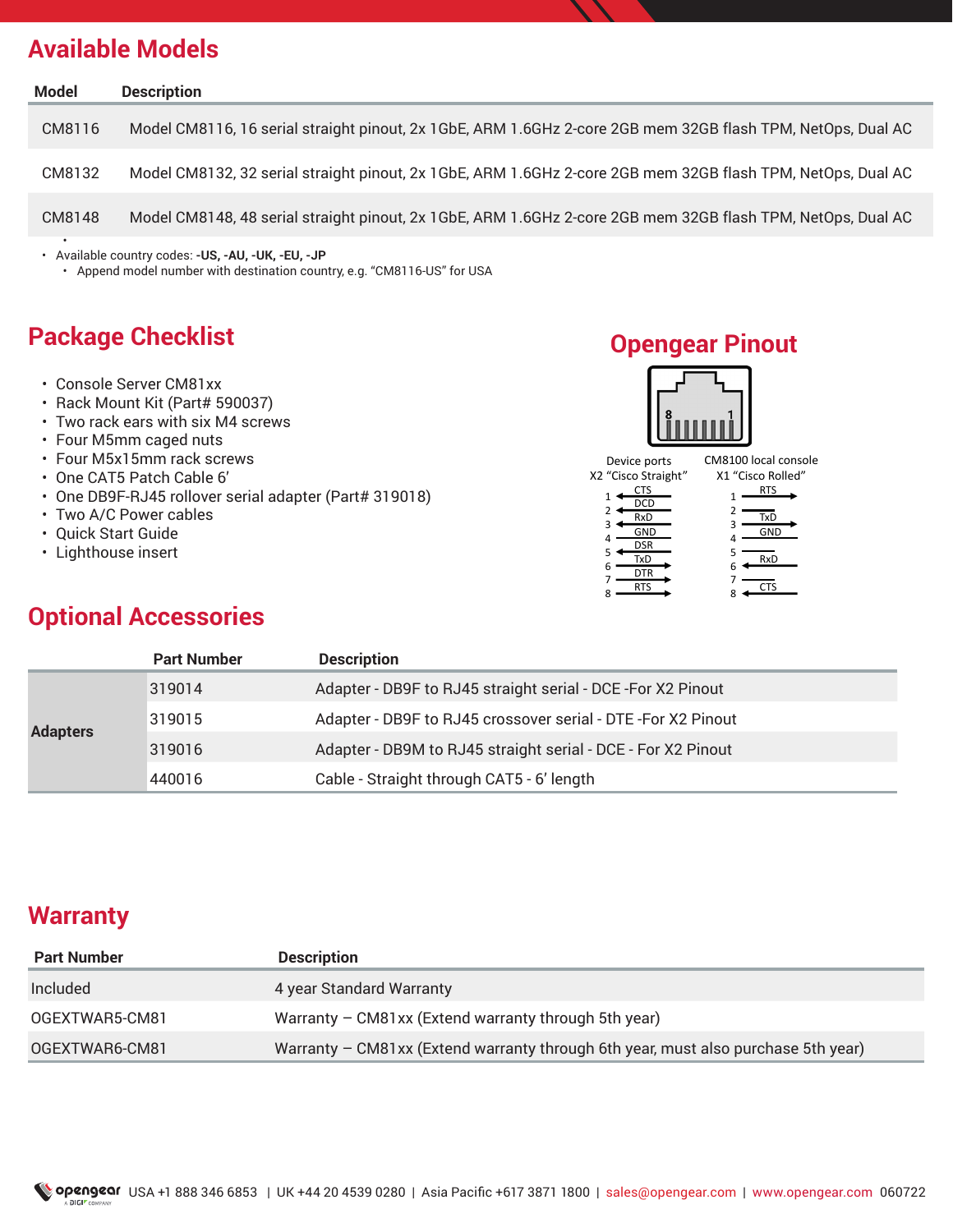## Available Models

| Model | Description |
|---|---|
| CM8116 | Model CM8116, 16 serial straight pinout, 2x 1GbE, ARM 1.6GHz 2-core 2GB mem 32GB flash TPM, NetOps, Dual AC |
| CM8132 | Model CM8132, 32 serial straight pinout, 2x 1GbE, ARM 1.6GHz 2-core 2GB mem 32GB flash TPM, NetOps, Dual AC |
| CM8148 | Model CM8148, 48 serial straight pinout, 2x 1GbE, ARM 1.6GHz 2-core 2GB mem 32GB flash TPM, NetOps, Dual AC |

- Available country codes: **-US, -AU, -UK, -EU, -JP**
  - Append model number with destination country, e.g. "CM8116-US" for USA

## Package Checklist

- Console Server CM81xx
- Rack Mount Kit (Part# 590037)
- Two rack ears with six M4 screws
- Four M5mm caged nuts
- Four M5x15mm rack screws
- One CAT5 Patch Cable 6'
- One DB9F-RJ45 rollover serial adapter (Part# 319018)
- Two A/C Power cables
- Quick Start Guide
- Lighthouse insert

## Opengear Pinout

8 1

Device ports
X2 "Cisco Straight"

1 CTS
2 DCD
3 RxD
4 GND
5 DSR
6 TxD
7 DTR
8 RTS

CM8100 local console
X1 "Cisco Rolled"

1 RTS
2
3 TxD
4 GND
5
6 RxD
7
8 CTS

## Optional Accessories

| | Part Number | Description |
|---|---|---|
| Adapters | 319014 | Adapter - DB9F to RJ45 straight serial - DCE -For X2 Pinout |
| | 319015 | Adapter - DB9F to RJ45 crossover serial - DTE -For X2 Pinout |
| | 319016 | Adapter - DB9M to RJ45 straight serial - DCE - For X2 Pinout |
| | 440016 | Cable - Straight through CAT5 - 6' length |

## Warranty

| Part Number | Description |
|---|---|
| Included | 4 year Standard Warranty |
| OGEXTWAR5-CM81 | Warranty – CM81xx (Extend warranty through 5th year) |
| OGEXTWAR6-CM81 | Warranty – CM81xx (Extend warranty through 6th year, must also purchase 5th year) |

opengear A DIGI COMPANY USA +1 888 346 6853 | UK +44 20 4539 0280 | Asia Pacific +617 3871 1800 | sales@opengear.com | www.opengear.com 060722